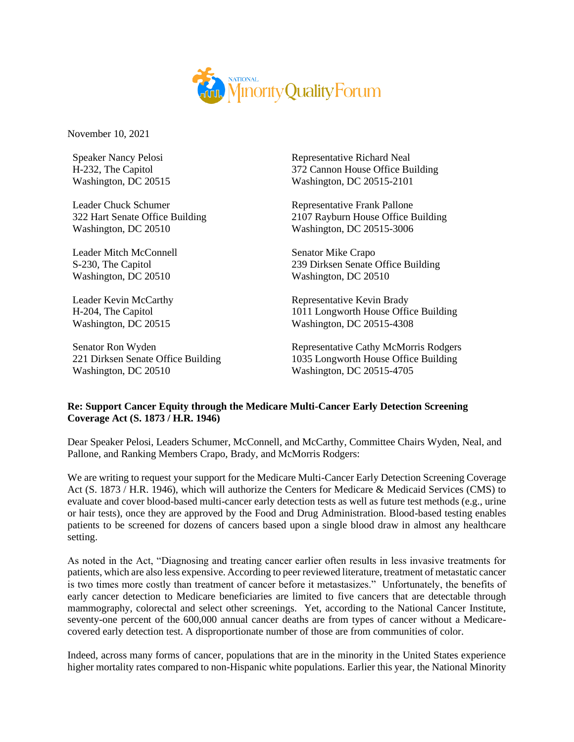National Minority Quality Forum

November 10, 2021

Speaker Nancy Pelosi
H-232, The Capitol
Washington, DC 20515

Leader Chuck Schumer
322 Hart Senate Office Building
Washington, DC 20510

Leader Mitch McConnell
S-230, The Capitol
Washington, DC 20510

Leader Kevin McCarthy
H-204, The Capitol
Washington, DC 20515

Senator Ron Wyden
221 Dirksen Senate Office Building
Washington, DC 20510

Representative Richard Neal
372 Cannon House Office Building
Washington, DC 20515-2101

Representative Frank Pallone
2107 Rayburn House Office Building
Washington, DC 20515-3006

Senator Mike Crapo
239 Dirksen Senate Office Building
Washington, DC 20510

Representative Kevin Brady
1011 Longworth House Office Building
Washington, DC 20515-4308

Representative Cathy McMorris Rodgers
1035 Longworth House Office Building
Washington, DC 20515-4705

**Re: Support Cancer Equity through the Medicare Multi-Cancer Early Detection Screening Coverage Act (S. 1873 / H.R. 1946)**

Dear Speaker Pelosi, Leaders Schumer, McConnell, and McCarthy, Committee Chairs Wyden, Neal, and Pallone, and Ranking Members Crapo, Brady, and McMorris Rodgers:

We are writing to request your support for the Medicare Multi-Cancer Early Detection Screening Coverage Act (S. 1873 / H.R. 1946), which will authorize the Centers for Medicare & Medicaid Services (CMS) to evaluate and cover blood-based multi-cancer early detection tests as well as future test methods (e.g., urine or hair tests), once they are approved by the Food and Drug Administration. Blood-based testing enables patients to be screened for dozens of cancers based upon a single blood draw in almost any healthcare setting.

As noted in the Act, "Diagnosing and treating cancer earlier often results in less invasive treatments for patients, which are also less expensive. According to peer reviewed literature, treatment of metastatic cancer is two times more costly than treatment of cancer before it metastasizes." Unfortunately, the benefits of early cancer detection to Medicare beneficiaries are limited to five cancers that are detectable through mammography, colorectal and select other screenings. Yet, according to the National Cancer Institute, seventy-one percent of the 600,000 annual cancer deaths are from types of cancer without a Medicare-covered early detection test. A disproportionate number of those are from communities of color.

Indeed, across many forms of cancer, populations that are in the minority in the United States experience higher mortality rates compared to non-Hispanic white populations. Earlier this year, the National Minority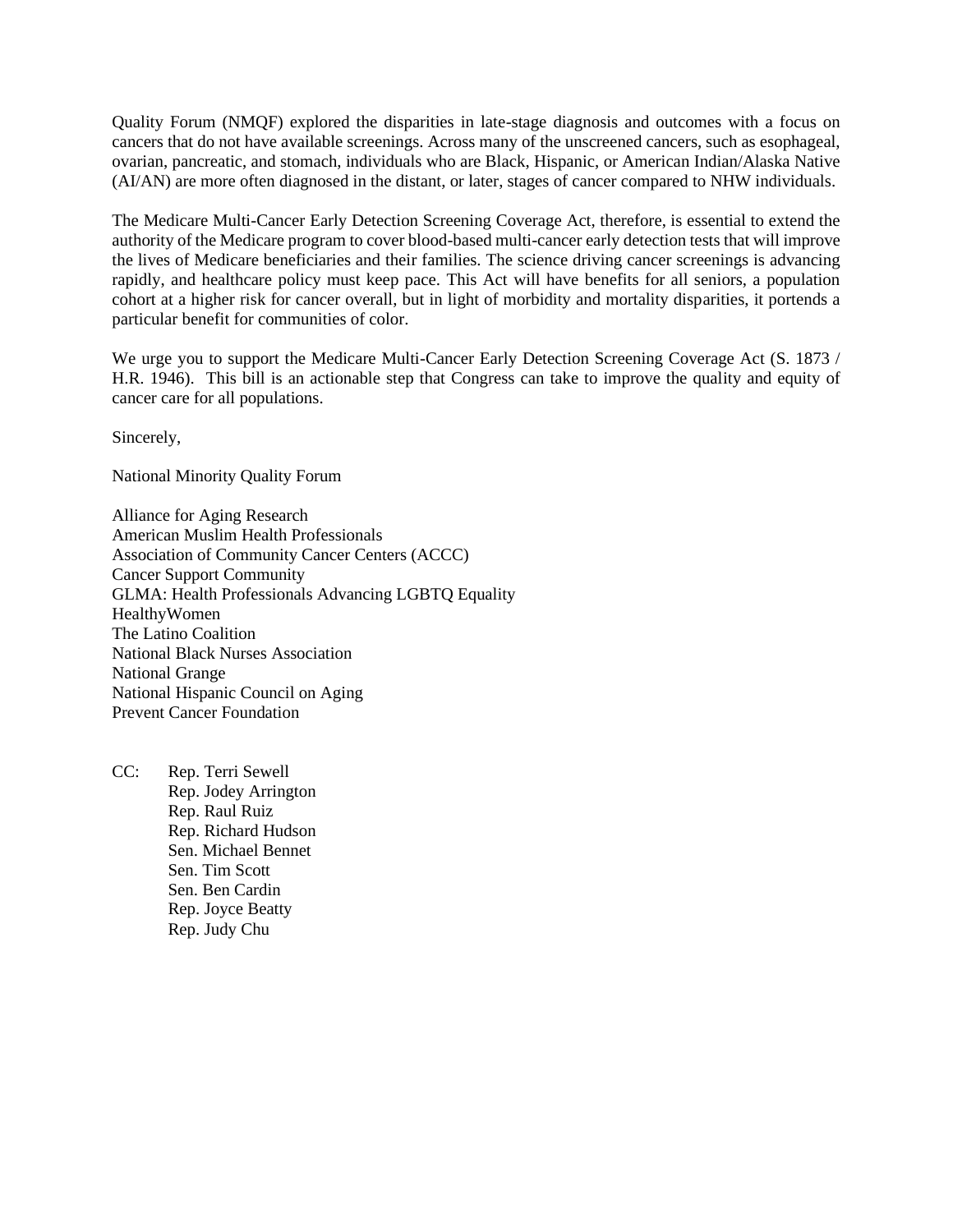Quality Forum (NMQF) explored the disparities in late-stage diagnosis and outcomes with a focus on cancers that do not have available screenings. Across many of the unscreened cancers, such as esophageal, ovarian, pancreatic, and stomach, individuals who are Black, Hispanic, or American Indian/Alaska Native (AI/AN) are more often diagnosed in the distant, or later, stages of cancer compared to NHW individuals.

The Medicare Multi-Cancer Early Detection Screening Coverage Act, therefore, is essential to extend the authority of the Medicare program to cover blood-based multi-cancer early detection tests that will improve the lives of Medicare beneficiaries and their families. The science driving cancer screenings is advancing rapidly, and healthcare policy must keep pace. This Act will have benefits for all seniors, a population cohort at a higher risk for cancer overall, but in light of morbidity and mortality disparities, it portends a particular benefit for communities of color.

We urge you to support the Medicare Multi-Cancer Early Detection Screening Coverage Act (S. 1873 / H.R. 1946). This bill is an actionable step that Congress can take to improve the quality and equity of cancer care for all populations.

Sincerely,

National Minority Quality Forum

Alliance for Aging Research
American Muslim Health Professionals
Association of Community Cancer Centers (ACCC)
Cancer Support Community
GLMA: Health Professionals Advancing LGBTQ Equality
HealthyWomen
The Latino Coalition
National Black Nurses Association
National Grange
National Hispanic Council on Aging
Prevent Cancer Foundation

CC: Rep. Terri Sewell
Rep. Jodey Arrington
Rep. Raul Ruiz
Rep. Richard Hudson
Sen. Michael Bennet
Sen. Tim Scott
Sen. Ben Cardin
Rep. Joyce Beatty
Rep. Judy Chu